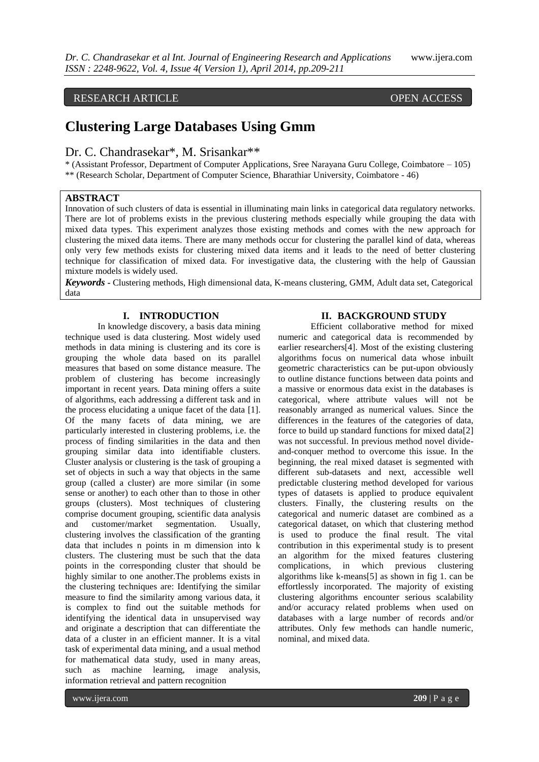RESEARCH ARTICLE OPEN ACCESS

# Clustering Large Databases Using Gmm

Dr. C. Chandrasekar*, M. Srisankar**

\* (Assistant Professor, Department of Computer Applications, Sree Narayana Guru College, Coimbatore – 105)
** (Research Scholar, Department of Computer Science, Bharathiar University, Coimbatore - 46)

## ABSTRACT

Innovation of such clusters of data is essential in illuminating main links in categorical data regulatory networks. There are lot of problems exists in the previous clustering methods especially while grouping the data with mixed data types. This experiment analyzes those existing methods and comes with the new approach for clustering the mixed data items. There are many methods occur for clustering the parallel kind of data, whereas only very few methods exists for clustering mixed data items and it leads to the need of better clustering technique for classification of mixed data. For investigative data, the clustering with the help of Gaussian mixture models is widely used.

***Keywords*** **-** Clustering methods, High dimensional data, K-means clustering, GMM, Adult data set, Categorical data

## I. INTRODUCTION

In knowledge discovery, a basis data mining technique used is data clustering. Most widely used methods in data mining is clustering and its core is grouping the whole data based on its parallel measures that based on some distance measure. The problem of clustering has become increasingly important in recent years. Data mining offers a suite of algorithms, each addressing a different task and in the process elucidating a unique facet of the data [1]. Of the many facets of data mining, we are particularly interested in clustering problems, i.e. the process of finding similarities in the data and then grouping similar data into identifiable clusters. Cluster analysis or clustering is the task of grouping a set of objects in such a way that objects in the same group (called a cluster) are more similar (in some sense or another) to each other than to those in other groups (clusters). Most techniques of clustering comprise document grouping, scientific data analysis and customer/market segmentation. Usually, clustering involves the classification of the granting data that includes n points in m dimension into k clusters. The clustering must be such that the data points in the corresponding cluster that should be highly similar to one another.The problems exists in the clustering techniques are: Identifying the similar measure to find the similarity among various data, it is complex to find out the suitable methods for identifying the identical data in unsupervised way and originate a description that can differentiate the data of a cluster in an efficient manner. It is a vital task of experimental data mining, and a usual method for mathematical data study, used in many areas, such as machine learning, image analysis, information retrieval and pattern recognition

## II. BACKGROUND STUDY

Efficient collaborative method for mixed numeric and categorical data is recommended by earlier researchers[4]. Most of the existing clustering algorithms focus on numerical data whose inbuilt geometric characteristics can be put-upon obviously to outline distance functions between data points and a massive or enormous data exist in the databases is categorical, where attribute values will not be reasonably arranged as numerical values. Since the differences in the features of the categories of data, force to build up standard functions for mixed data[2] was not successful. In previous method novel divide-and-conquer method to overcome this issue. In the beginning, the real mixed dataset is segmented with different sub-datasets and next, accessible well predictable clustering method developed for various types of datasets is applied to produce equivalent clusters. Finally, the clustering results on the categorical and numeric dataset are combined as a categorical dataset, on which that clustering method is used to produce the final result. The vital contribution in this experimental study is to present an algorithm for the mixed features clustering complications, in which previous clustering algorithms like k-means[5] as shown in fig 1. can be effortlessly incorporated. The majority of existing clustering algorithms encounter serious scalability and/or accuracy related problems when used on databases with a large number of records and/or attributes. Only few methods can handle numeric, nominal, and mixed data.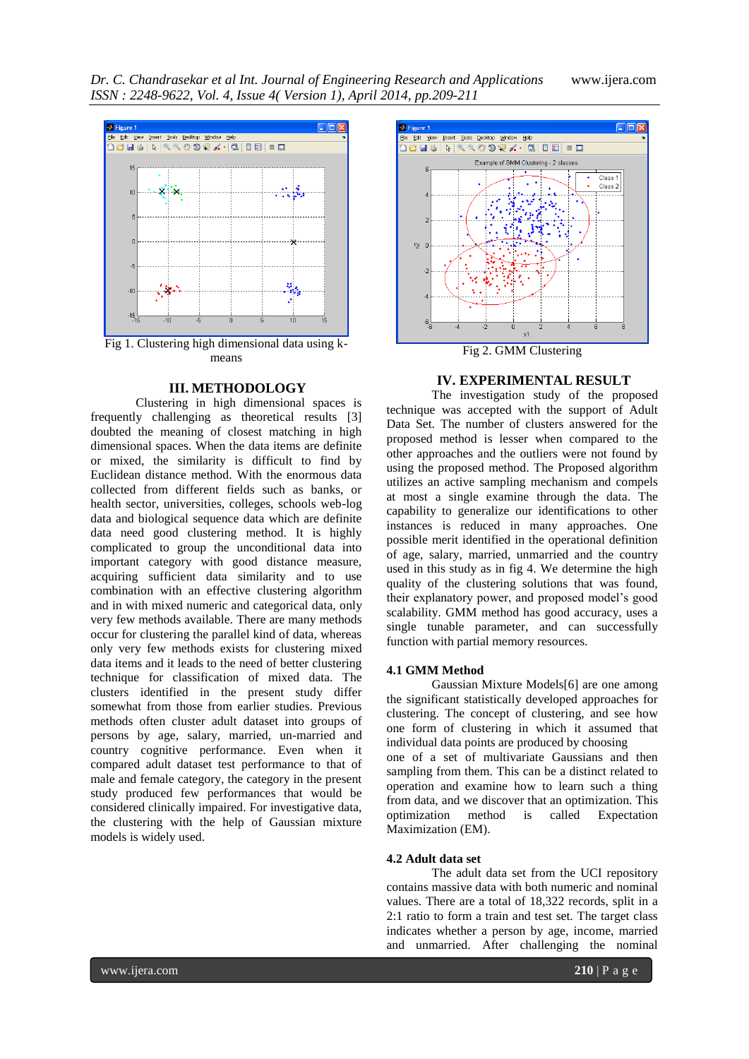Fig 1. Clustering high dimensional data using k-means

Fig 2. GMM Clustering

## III. METHODOLOGY

Clustering in high dimensional spaces is frequently challenging as theoretical results [3] doubted the meaning of closest matching in high dimensional spaces. When the data items are definite or mixed, the similarity is difficult to find by Euclidean distance method. With the enormous data collected from different fields such as banks, or health sector, universities, colleges, schools web-log data and biological sequence data which are definite data need good clustering method. It is highly complicated to group the unconditional data into important category with good distance measure, acquiring sufficient data similarity and to use combination with an effective clustering algorithm and in with mixed numeric and categorical data, only very few methods available. There are many methods occur for clustering the parallel kind of data, whereas only very few methods exists for clustering mixed data items and it leads to the need of better clustering technique for classification of mixed data. The clusters identified in the present study differ somewhat from those from earlier studies. Previous methods often cluster adult dataset into groups of persons by age, salary, married, un-married and country cognitive performance. Even when it compared adult dataset test performance to that of male and female category, the category in the present study produced few performances that would be considered clinically impaired. For investigative data, the clustering with the help of Gaussian mixture models is widely used.

## IV. EXPERIMENTAL RESULT

The investigation study of the proposed technique was accepted with the support of Adult Data Set. The number of clusters answered for the proposed method is lesser when compared to the other approaches and the outliers were not found by using the proposed method. The Proposed algorithm utilizes an active sampling mechanism and compels at most a single examine through the data. The capability to generalize our identifications to other instances is reduced in many approaches. One possible merit identified in the operational definition of age, salary, married, unmarried and the country used in this study as in fig 4. We determine the high quality of the clustering solutions that was found, their explanatory power, and proposed model's good scalability. GMM method has good accuracy, uses a single tunable parameter, and can successfully function with partial memory resources.

### 4.1 GMM Method

Gaussian Mixture Models[6] are one among the significant statistically developed approaches for clustering. The concept of clustering, and see how one form of clustering in which it assumed that individual data points are produced by choosing one of a set of multivariate Gaussians and then sampling from them. This can be a distinct related to operation and examine how to learn such a thing from data, and we discover that an optimization. This optimization method is called Expectation Maximization (EM).

### 4.2 Adult data set

The adult data set from the UCI repository contains massive data with both numeric and nominal values. There are a total of 18,322 records, split in a 2:1 ratio to form a train and test set. The target class indicates whether a person by age, income, married and unmarried. After challenging the nominal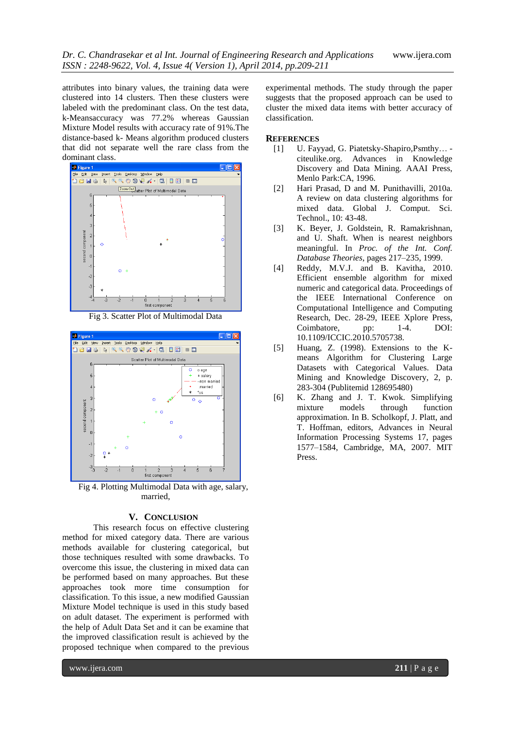attributes into binary values, the training data were clustered into 14 clusters. Then these clusters were labeled with the predominant class. On the test data, k-Meansaccuracy was 77.2% whereas Gaussian Mixture Model results with accuracy rate of 91%.The distance-based k- Means algorithm produced clusters that did not separate well the rare class from the dominant class.

Fig 3. Scatter Plot of Multimodal Data

Fig 4. Plotting Multimodal Data with age, salary, married,

## V. CONCLUSION

This research focus on effective clustering method for mixed category data. There are various methods available for clustering categorical, but those techniques resulted with some drawbacks. To overcome this issue, the clustering in mixed data can be performed based on many approaches. But these approaches took more time consumption for classification. To this issue, a new modified Gaussian Mixture Model technique is used in this study based on adult dataset. The experiment is performed with the help of Adult Data Set and it can be examine that the improved classification result is achieved by the proposed technique when compared to the previous experimental methods. The study through the paper suggests that the proposed approach can be used to cluster the mixed data items with better accuracy of classification.

## REFERENCES

[1] U. Fayyad, G. Piatetsky-Shapiro,Psmthy… - citeulike.org. Advances in Knowledge Discovery and Data Mining. AAAI Press, Menlo Park:CA, 1996.

[2] Hari Prasad, D and M. Punithavilli, 2010a. A review on data clustering algorithms for mixed data. Global J. Comput. Sci. Technol., 10: 43-48.

[3] K. Beyer, J. Goldstein, R. Ramakrishnan, and U. Shaft. When is nearest neighbors meaningful. In *Proc. of the Int. Conf. Database Theories*, pages 217–235, 1999.

[4] Reddy, M.V.J. and B. Kavitha, 2010. Efficient ensemble algorithm for mixed numeric and categorical data. Proceedings of the IEEE International Conference on Computational Intelligence and Computing Research, Dec. 28-29, IEEE Xplore Press, Coimbatore, pp: 1-4. DOI: 10.1109/ICCIC.2010.5705738.

[5] Huang, Z. (1998). Extensions to the K-means Algorithm for Clustering Large Datasets with Categorical Values. Data Mining and Knowledge Discovery, 2, p. 283-304 (Publitemid 128695480)

[6] K. Zhang and J. T. Kwok. Simplifying mixture models through function approximation. In B. Scholkopf, J. Platt, and T. Hoffman, editors, Advances in Neural Information Processing Systems 17, pages 1577–1584, Cambridge, MA, 2007. MIT Press.